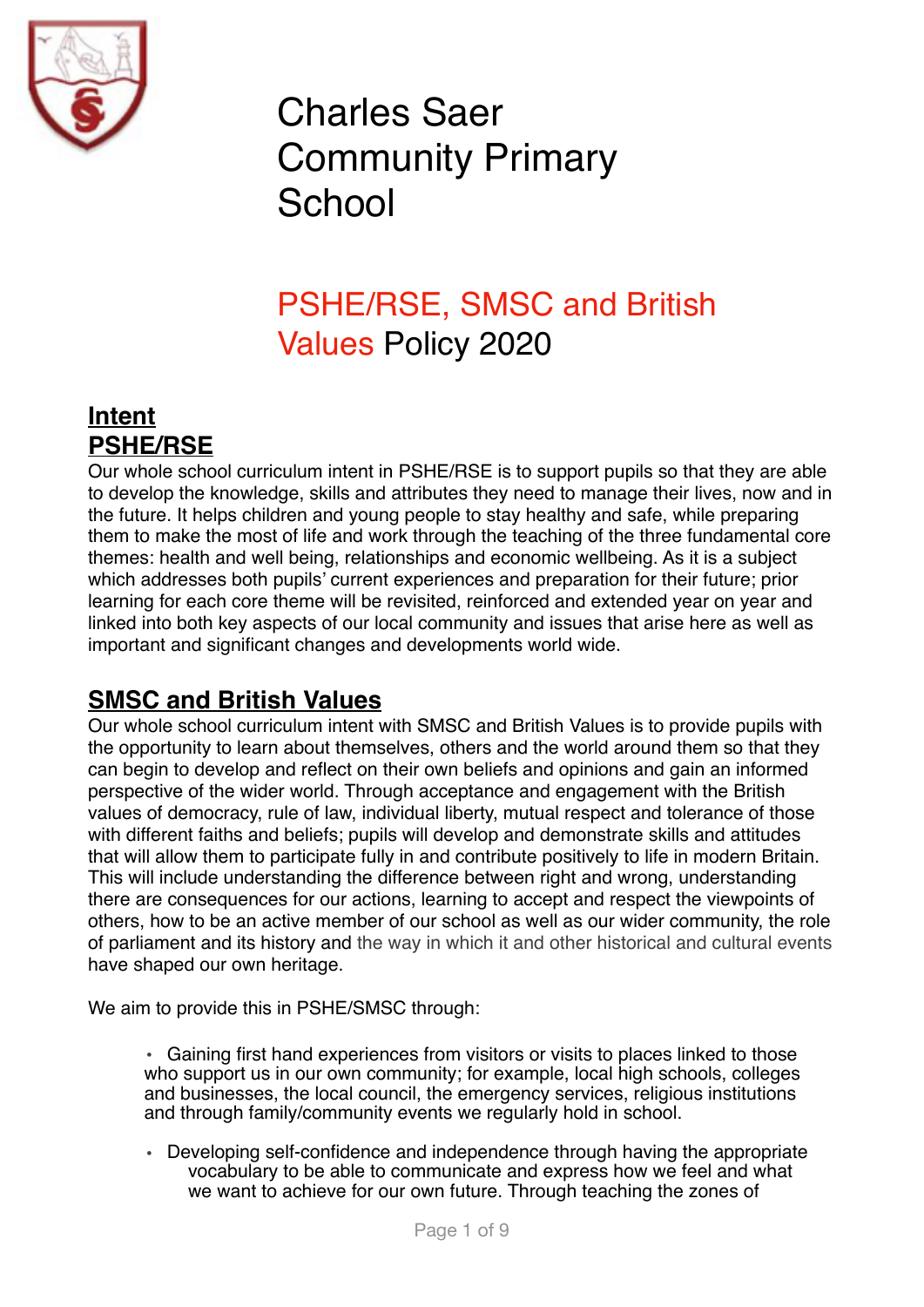# Charles Saer Community Primary School

# PSHE/RSE, SMSC and British Values Policy 2020

## Intent

## PSHE/RSE

Our whole school curriculum intent in PSHE/RSE is to support pupils so that they are able to develop the knowledge, skills and attributes they need to manage their lives, now and in the future. It helps children and young people to stay healthy and safe, while preparing them to make the most of life and work through the teaching of the three fundamental core themes: health and well being, relationships and economic wellbeing. As it is a subject which addresses both pupils' current experiences and preparation for their future; prior learning for each core theme will be revisited, reinforced and extended year on year and linked into both key aspects of our local community and issues that arise here as well as important and significant changes and developments world wide.

## SMSC and British Values

Our whole school curriculum intent with SMSC and British Values is to provide pupils with the opportunity to learn about themselves, others and the world around them so that they can begin to develop and reflect on their own beliefs and opinions and gain an informed perspective of the wider world. Through acceptance and engagement with the British values of democracy, rule of law, individual liberty, mutual respect and tolerance of those with different faiths and beliefs; pupils will develop and demonstrate skills and attitudes that will allow them to participate fully in and contribute positively to life in modern Britain. This will include understanding the difference between right and wrong, understanding there are consequences for our actions, learning to accept and respect the viewpoints of others, how to be an active member of our school as well as our wider community, the role of parliament and its history and the way in which it and other historical and cultural events have shaped our own heritage.

We aim to provide this in PSHE/SMSC through:

- Gaining first hand experiences from visitors or visits to places linked to those who support us in our own community; for example, local high schools, colleges and businesses, the local council, the emergency services, religious institutions and through family/community events we regularly hold in school.
- Developing self-confidence and independence through having the appropriate vocabulary to be able to communicate and express how we feel and what we want to achieve for our own future. Through teaching the zones of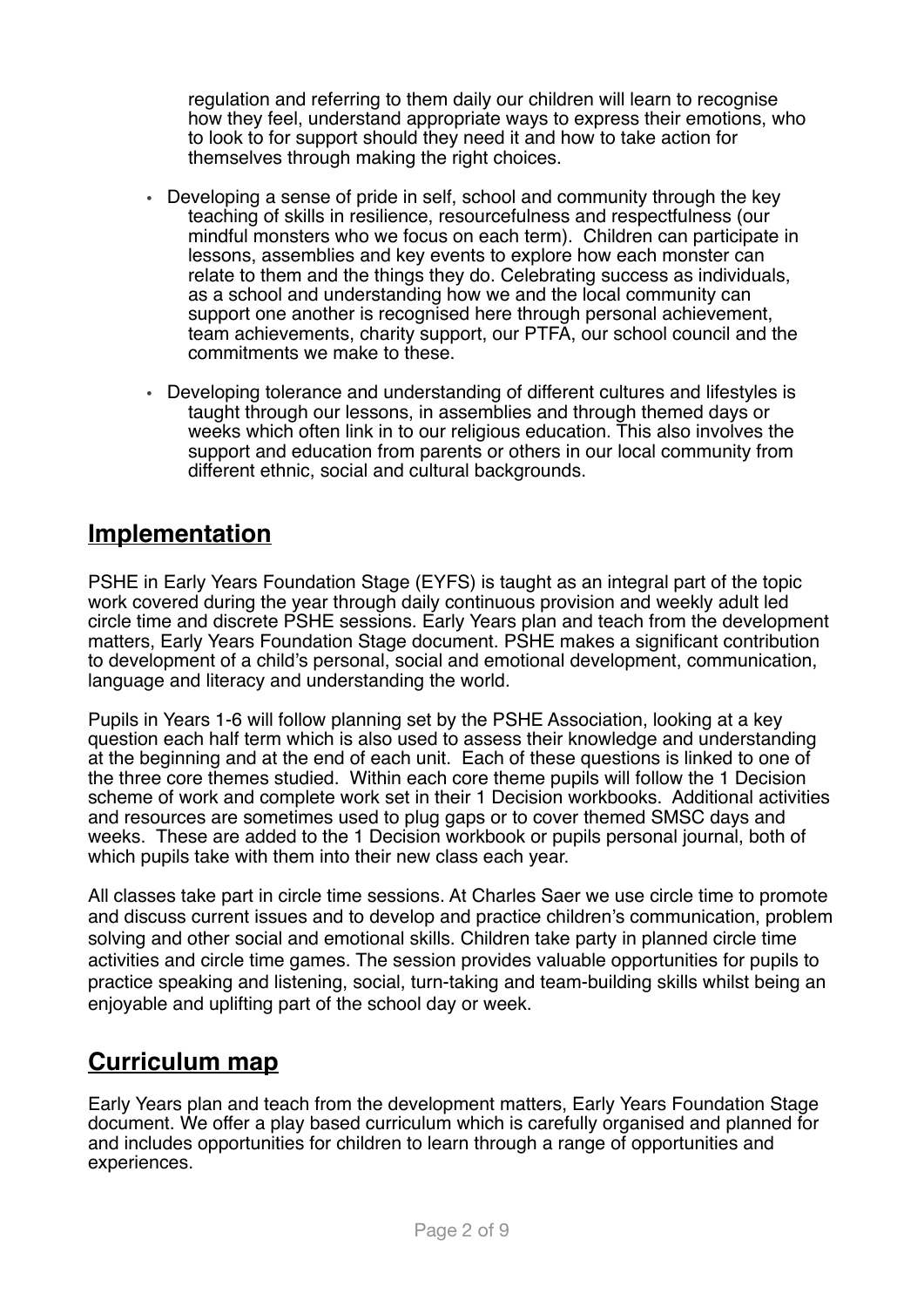regulation and referring to them daily our children will learn to recognise how they feel, understand appropriate ways to express their emotions, who to look to for support should they need it and how to take action for themselves through making the right choices.

- Developing a sense of pride in self, school and community through the key teaching of skills in resilience, resourcefulness and respectfulness (our mindful monsters who we focus on each term). Children can participate in lessons, assemblies and key events to explore how each monster can relate to them and the things they do. Celebrating success as individuals, as a school and understanding how we and the local community can support one another is recognised here through personal achievement, team achievements, charity support, our PTFA, our school council and the commitments we make to these.
- Developing tolerance and understanding of different cultures and lifestyles is taught through our lessons, in assemblies and through themed days or weeks which often link in to our religious education. This also involves the support and education from parents or others in our local community from different ethnic, social and cultural backgrounds.

## Implementation

PSHE in Early Years Foundation Stage (EYFS) is taught as an integral part of the topic work covered during the year through daily continuous provision and weekly adult led circle time and discrete PSHE sessions. Early Years plan and teach from the development matters, Early Years Foundation Stage document. PSHE makes a significant contribution to development of a child's personal, social and emotional development, communication, language and literacy and understanding the world.

Pupils in Years 1-6 will follow planning set by the PSHE Association, looking at a key question each half term which is also used to assess their knowledge and understanding at the beginning and at the end of each unit. Each of these questions is linked to one of the three core themes studied. Within each core theme pupils will follow the 1 Decision scheme of work and complete work set in their 1 Decision workbooks. Additional activities and resources are sometimes used to plug gaps or to cover themed SMSC days and weeks. These are added to the 1 Decision workbook or pupils personal journal, both of which pupils take with them into their new class each year.

All classes take part in circle time sessions. At Charles Saer we use circle time to promote and discuss current issues and to develop and practice children's communication, problem solving and other social and emotional skills. Children take party in planned circle time activities and circle time games. The session provides valuable opportunities for pupils to practice speaking and listening, social, turn-taking and team-building skills whilst being an enjoyable and uplifting part of the school day or week.

## Curriculum map

Early Years plan and teach from the development matters, Early Years Foundation Stage document. We offer a play based curriculum which is carefully organised and planned for and includes opportunities for children to learn through a range of opportunities and experiences.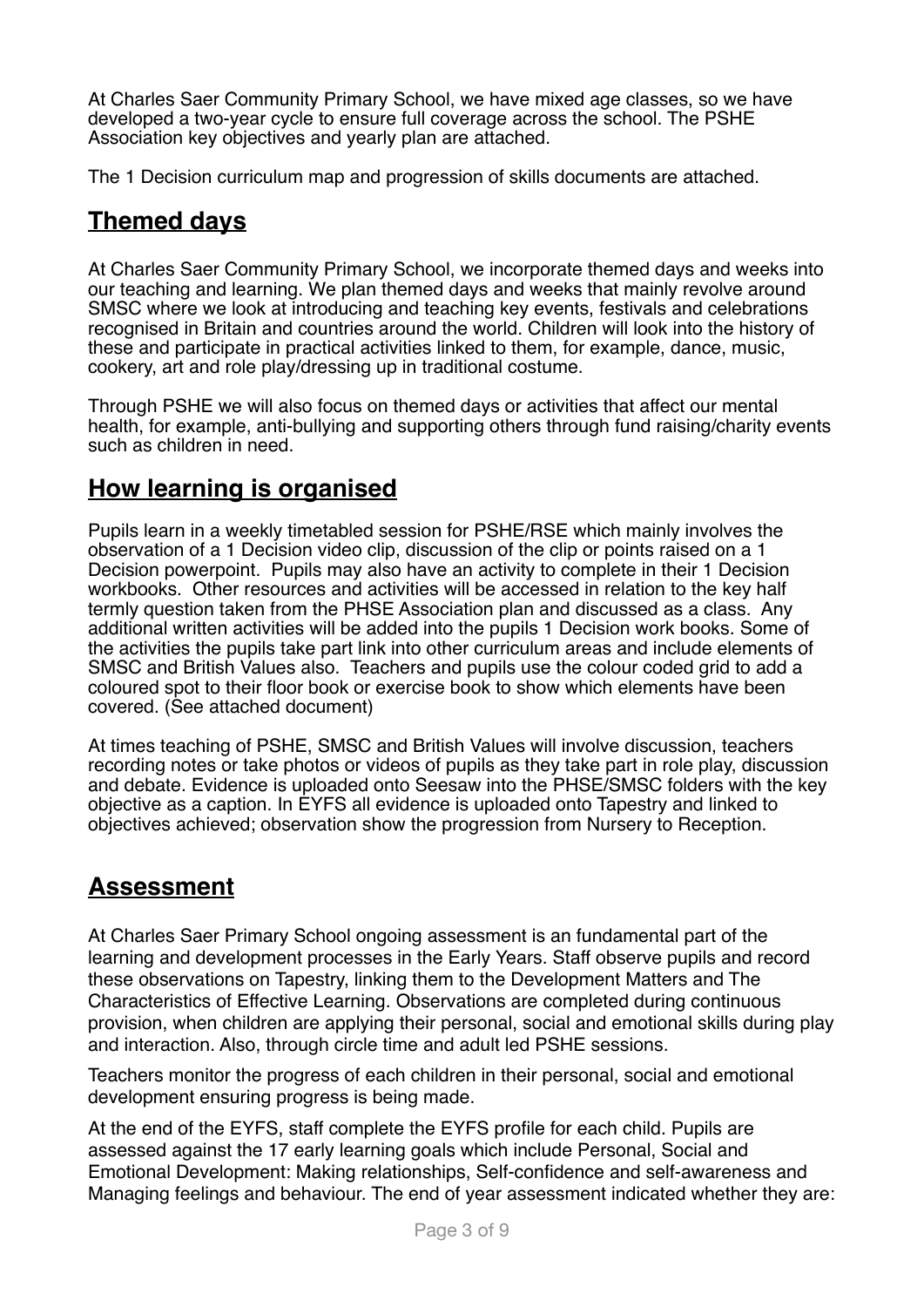At Charles Saer Community Primary School, we have mixed age classes, so we have developed a two-year cycle to ensure full coverage across the school. The PSHE Association key objectives and yearly plan are attached.

The 1 Decision curriculum map and progression of skills documents are attached.

## Themed days

At Charles Saer Community Primary School, we incorporate themed days and weeks into our teaching and learning. We plan themed days and weeks that mainly revolve around SMSC where we look at introducing and teaching key events, festivals and celebrations recognised in Britain and countries around the world. Children will look into the history of these and participate in practical activities linked to them, for example, dance, music, cookery, art and role play/dressing up in traditional costume.

Through PSHE we will also focus on themed days or activities that affect our mental health, for example, anti-bullying and supporting others through fund raising/charity events such as children in need.

## How learning is organised

Pupils learn in a weekly timetabled session for PSHE/RSE which mainly involves the observation of a 1 Decision video clip, discussion of the clip or points raised on a 1 Decision powerpoint. Pupils may also have an activity to complete in their 1 Decision workbooks. Other resources and activities will be accessed in relation to the key half termly question taken from the PHSE Association plan and discussed as a class. Any additional written activities will be added into the pupils 1 Decision work books. Some of the activities the pupils take part link into other curriculum areas and include elements of SMSC and British Values also. Teachers and pupils use the colour coded grid to add a coloured spot to their floor book or exercise book to show which elements have been covered. (See attached document)

At times teaching of PSHE, SMSC and British Values will involve discussion, teachers recording notes or take photos or videos of pupils as they take part in role play, discussion and debate. Evidence is uploaded onto Seesaw into the PHSE/SMSC folders with the key objective as a caption. In EYFS all evidence is uploaded onto Tapestry and linked to objectives achieved; observation show the progression from Nursery to Reception.

## Assessment

At Charles Saer Primary School ongoing assessment is an fundamental part of the learning and development processes in the Early Years. Staff observe pupils and record these observations on Tapestry, linking them to the Development Matters and The Characteristics of Effective Learning. Observations are completed during continuous provision, when children are applying their personal, social and emotional skills during play and interaction. Also, through circle time and adult led PSHE sessions.

Teachers monitor the progress of each children in their personal, social and emotional development ensuring progress is being made.

At the end of the EYFS, staff complete the EYFS profile for each child. Pupils are assessed against the 17 early learning goals which include Personal, Social and Emotional Development: Making relationships, Self-confidence and self-awareness and Managing feelings and behaviour. The end of year assessment indicated whether they are: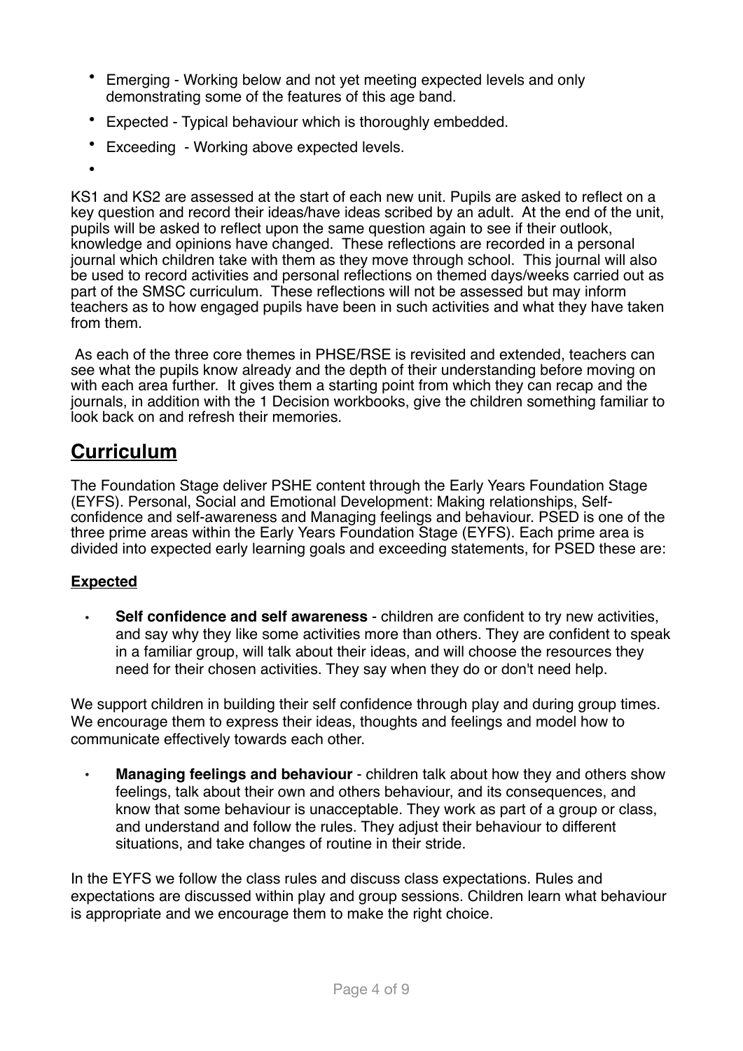- Emerging - Working below and not yet meeting expected levels and only demonstrating some of the features of this age band.
- Expected - Typical behaviour which is thoroughly embedded.
- Exceeding - Working above expected levels.

KS1 and KS2 are assessed at the start of each new unit. Pupils are asked to reflect on a key question and record their ideas/have ideas scribed by an adult. At the end of the unit, pupils will be asked to reflect upon the same question again to see if their outlook, knowledge and opinions have changed. These reflections are recorded in a personal journal which children take with them as they move through school. This journal will also be used to record activities and personal reflections on themed days/weeks carried out as part of the SMSC curriculum. These reflections will not be assessed but may inform teachers as to how engaged pupils have been in such activities and what they have taken from them.

As each of the three core themes in PHSE/RSE is revisited and extended, teachers can see what the pupils know already and the depth of their understanding before moving on with each area further. It gives them a starting point from which they can recap and the journals, in addition with the 1 Decision workbooks, give the children something familiar to look back on and refresh their memories.

## Curriculum

The Foundation Stage deliver PSHE content through the Early Years Foundation Stage (EYFS). Personal, Social and Emotional Development: Making relationships, Self-confidence and self-awareness and Managing feelings and behaviour. PSED is one of the three prime areas within the Early Years Foundation Stage (EYFS). Each prime area is divided into expected early learning goals and exceeding statements, for PSED these are:

**Expected**

- **Self confidence and self awareness** - children are confident to try new activities, and say why they like some activities more than others. They are confident to speak in a familiar group, will talk about their ideas, and will choose the resources they need for their chosen activities. They say when they do or don't need help.

We support children in building their self confidence through play and during group times. We encourage them to express their ideas, thoughts and feelings and model how to communicate effectively towards each other.

- **Managing feelings and behaviour** - children talk about how they and others show feelings, talk about their own and others behaviour, and its consequences, and know that some behaviour is unacceptable. They work as part of a group or class, and understand and follow the rules. They adjust their behaviour to different situations, and take changes of routine in their stride.

In the EYFS we follow the class rules and discuss class expectations. Rules and expectations are discussed within play and group sessions. Children learn what behaviour is appropriate and we encourage them to make the right choice.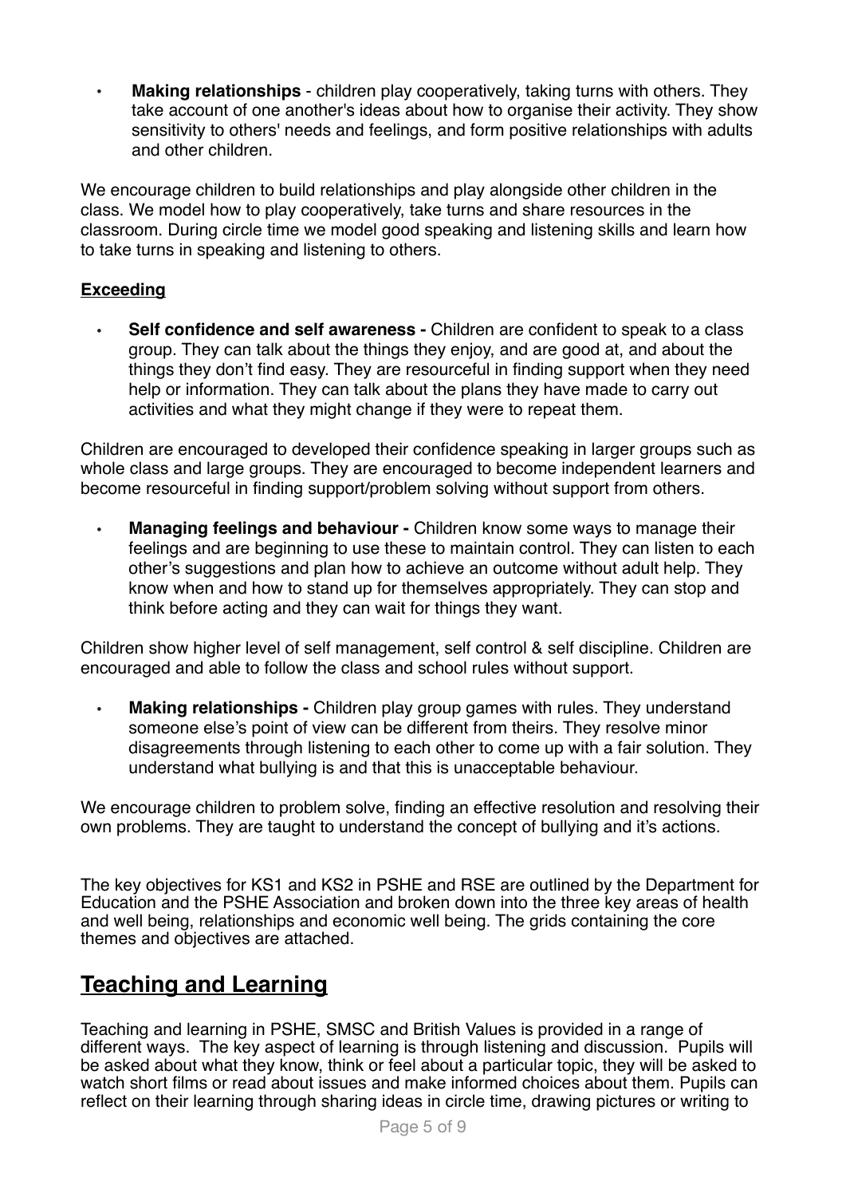- **Making relationships** - children play cooperatively, taking turns with others. They take account of one another's ideas about how to organise their activity. They show sensitivity to others' needs and feelings, and form positive relationships with adults and other children.

We encourage children to build relationships and play alongside other children in the class. We model how to play cooperatively, take turns and share resources in the classroom. During circle time we model good speaking and listening skills and learn how to take turns in speaking and listening to others.

**Exceeding**

- **Self confidence and self awareness -** Children are confident to speak to a class group. They can talk about the things they enjoy, and are good at, and about the things they don't find easy. They are resourceful in finding support when they need help or information. They can talk about the plans they have made to carry out activities and what they might change if they were to repeat them.

Children are encouraged to developed their confidence speaking in larger groups such as whole class and large groups. They are encouraged to become independent learners and become resourceful in finding support/problem solving without support from others.

- **Managing feelings and behaviour -** Children know some ways to manage their feelings and are beginning to use these to maintain control. They can listen to each other's suggestions and plan how to achieve an outcome without adult help. They know when and how to stand up for themselves appropriately. They can stop and think before acting and they can wait for things they want.

Children show higher level of self management, self control & self discipline. Children are encouraged and able to follow the class and school rules without support.

- **Making relationships -** Children play group games with rules. They understand someone else's point of view can be different from theirs. They resolve minor disagreements through listening to each other to come up with a fair solution. They understand what bullying is and that this is unacceptable behaviour.

We encourage children to problem solve, finding an effective resolution and resolving their own problems. They are taught to understand the concept of bullying and it's actions.

The key objectives for KS1 and KS2 in PSHE and RSE are outlined by the Department for Education and the PSHE Association and broken down into the three key areas of health and well being, relationships and economic well being. The grids containing the core themes and objectives are attached.

## Teaching and Learning

Teaching and learning in PSHE, SMSC and British Values is provided in a range of different ways. The key aspect of learning is through listening and discussion. Pupils will be asked about what they know, think or feel about a particular topic, they will be asked to watch short films or read about issues and make informed choices about them. Pupils can reflect on their learning through sharing ideas in circle time, drawing pictures or writing to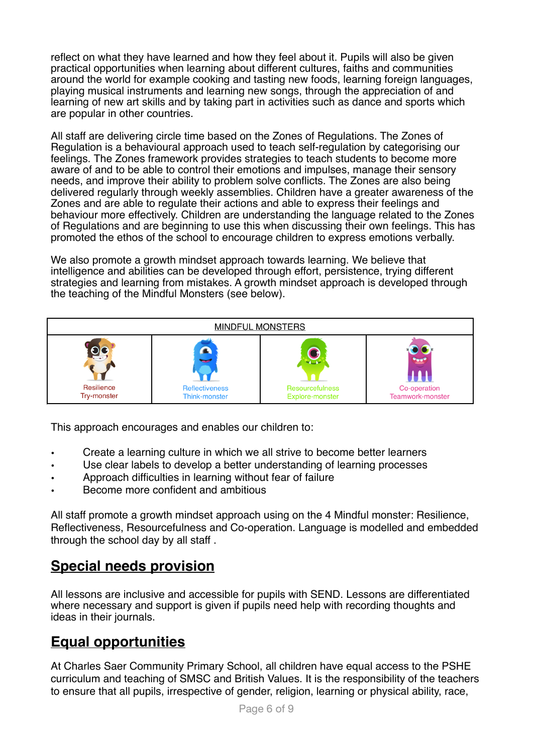reflect on what they have learned and how they feel about it. Pupils will also be given practical opportunities when learning about different cultures, faiths and communities around the world for example cooking and tasting new foods, learning foreign languages, playing musical instruments and learning new songs, through the appreciation of and learning of new art skills and by taking part in activities such as dance and sports which are popular in other countries.

All staff are delivering circle time based on the Zones of Regulations. The Zones of Regulation is a behavioural approach used to teach self-regulation by categorising our feelings. The Zones framework provides strategies to teach students to become more aware of and to be able to control their emotions and impulses, manage their sensory needs, and improve their ability to problem solve conflicts. The Zones are also being delivered regularly through weekly assemblies. Children have a greater awareness of the Zones and are able to regulate their actions and able to express their feelings and behaviour more effectively. Children are understanding the language related to the Zones of Regulations and are beginning to use this when discussing their own feelings. This has promoted the ethos of the school to encourage children to express emotions verbally.

We also promote a growth mindset approach towards learning. We believe that intelligence and abilities can be developed through effort, persistence, trying different strategies and learning from mistakes. A growth mindset approach is developed through the teaching of the Mindful Monsters (see below).

| MINDFUL MONSTERS | | | |
|---|---|---|---|
| Resilience<br>Try-monster | Reflectiveness<br>Think-monster | Resourcefulness<br>Explore-monster | Co-operation<br>Teamwork-monster |

This approach encourages and enables our children to:

- Create a learning culture in which we all strive to become better learners
- Use clear labels to develop a better understanding of learning processes
- Approach difficulties in learning without fear of failure
- Become more confident and ambitious

All staff promote a growth mindset approach using on the 4 Mindful monster: Resilience, Reflectiveness, Resourcefulness and Co-operation. Language is modelled and embedded through the school day by all staff .

## Special needs provision

All lessons are inclusive and accessible for pupils with SEND. Lessons are differentiated where necessary and support is given if pupils need help with recording thoughts and ideas in their journals.

## Equal opportunities

At Charles Saer Community Primary School, all children have equal access to the PSHE curriculum and teaching of SMSC and British Values. It is the responsibility of the teachers to ensure that all pupils, irrespective of gender, religion, learning or physical ability, race,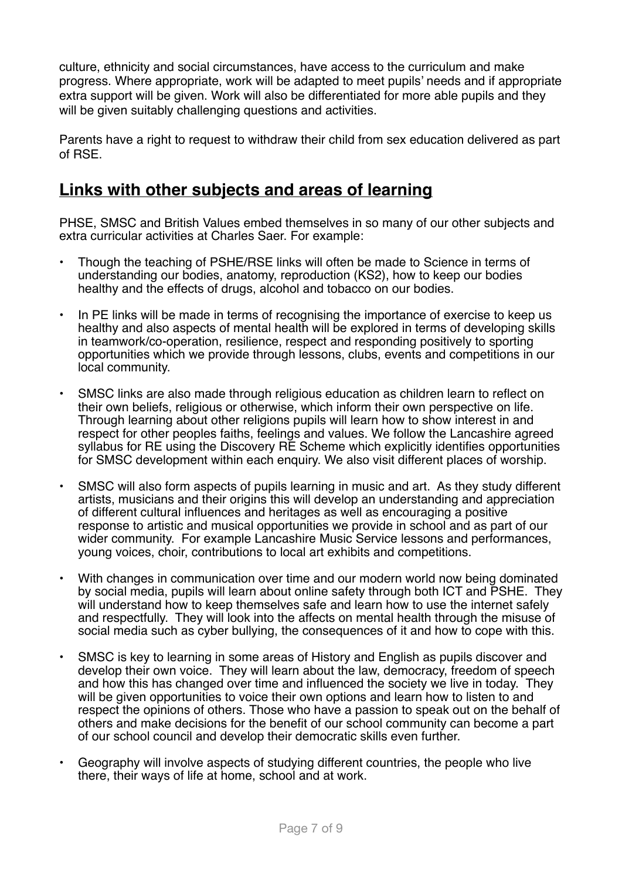culture, ethnicity and social circumstances, have access to the curriculum and make progress. Where appropriate, work will be adapted to meet pupils' needs and if appropriate extra support will be given. Work will also be differentiated for more able pupils and they will be given suitably challenging questions and activities.

Parents have a right to request to withdraw their child from sex education delivered as part of RSE.

## Links with other subjects and areas of learning

PHSE, SMSC and British Values embed themselves in so many of our other subjects and extra curricular activities at Charles Saer. For example:

- Though the teaching of PSHE/RSE links will often be made to Science in terms of understanding our bodies, anatomy, reproduction (KS2), how to keep our bodies healthy and the effects of drugs, alcohol and tobacco on our bodies.
- In PE links will be made in terms of recognising the importance of exercise to keep us healthy and also aspects of mental health will be explored in terms of developing skills in teamwork/co-operation, resilience, respect and responding positively to sporting opportunities which we provide through lessons, clubs, events and competitions in our local community.
- SMSC links are also made through religious education as children learn to reflect on their own beliefs, religious or otherwise, which inform their own perspective on life. Through learning about other religions pupils will learn how to show interest in and respect for other peoples faiths, feelings and values. We follow the Lancashire agreed syllabus for RE using the Discovery RE Scheme which explicitly identifies opportunities for SMSC development within each enquiry. We also visit different places of worship.
- SMSC will also form aspects of pupils learning in music and art. As they study different artists, musicians and their origins this will develop an understanding and appreciation of different cultural influences and heritages as well as encouraging a positive response to artistic and musical opportunities we provide in school and as part of our wider community. For example Lancashire Music Service lessons and performances, young voices, choir, contributions to local art exhibits and competitions.
- With changes in communication over time and our modern world now being dominated by social media, pupils will learn about online safety through both ICT and PSHE. They will understand how to keep themselves safe and learn how to use the internet safely and respectfully. They will look into the affects on mental health through the misuse of social media such as cyber bullying, the consequences of it and how to cope with this.
- SMSC is key to learning in some areas of History and English as pupils discover and develop their own voice. They will learn about the law, democracy, freedom of speech and how this has changed over time and influenced the society we live in today. They will be given opportunities to voice their own options and learn how to listen to and respect the opinions of others. Those who have a passion to speak out on the behalf of others and make decisions for the benefit of our school community can become a part of our school council and develop their democratic skills even further.
- Geography will involve aspects of studying different countries, the people who live there, their ways of life at home, school and at work.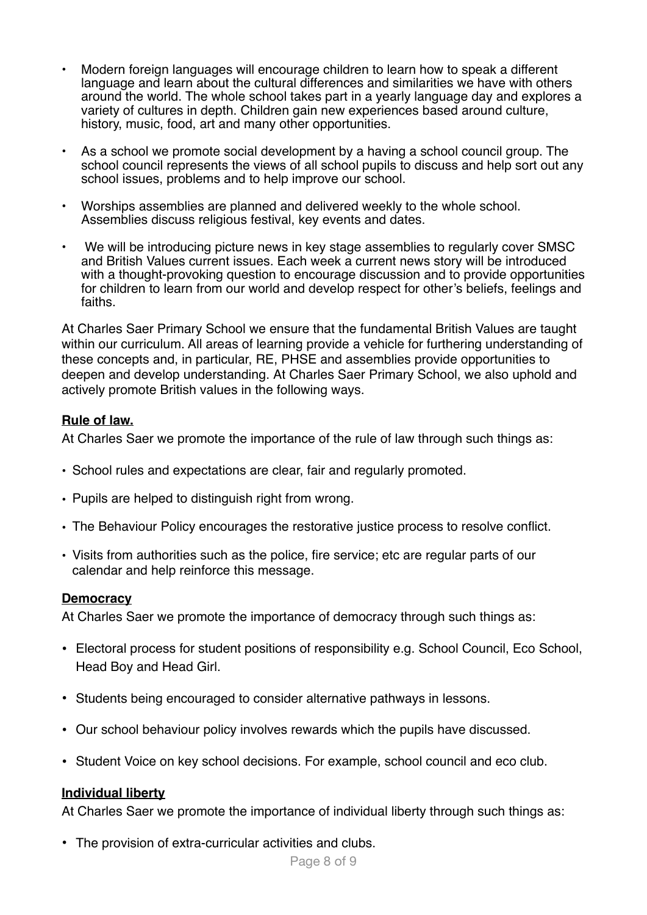- Modern foreign languages will encourage children to learn how to speak a different language and learn about the cultural differences and similarities we have with others around the world. The whole school takes part in a yearly language day and explores a variety of cultures in depth. Children gain new experiences based around culture, history, music, food, art and many other opportunities.

- As a school we promote social development by a having a school council group. The school council represents the views of all school pupils to discuss and help sort out any school issues, problems and to help improve our school.

- Worships assemblies are planned and delivered weekly to the whole school. Assemblies discuss religious festival, key events and dates.

- We will be introducing picture news in key stage assemblies to regularly cover SMSC and British Values current issues. Each week a current news story will be introduced with a thought-provoking question to encourage discussion and to provide opportunities for children to learn from our world and develop respect for other's beliefs, feelings and faiths.

At Charles Saer Primary School we ensure that the fundamental British Values are taught within our curriculum. All areas of learning provide a vehicle for furthering understanding of these concepts and, in particular, RE, PHSE and assemblies provide opportunities to deepen and develop understanding. At Charles Saer Primary School, we also uphold and actively promote British values in the following ways.

**Rule of law.**

At Charles Saer we promote the importance of the rule of law through such things as:

- School rules and expectations are clear, fair and regularly promoted.
- Pupils are helped to distinguish right from wrong.
- The Behaviour Policy encourages the restorative justice process to resolve conflict.
- Visits from authorities such as the police, fire service; etc are regular parts of our calendar and help reinforce this message.

**Democracy**

At Charles Saer we promote the importance of democracy through such things as:

- Electoral process for student positions of responsibility e.g. School Council, Eco School, Head Boy and Head Girl.
- Students being encouraged to consider alternative pathways in lessons.
- Our school behaviour policy involves rewards which the pupils have discussed.
- Student Voice on key school decisions. For example, school council and eco club.

**Individual liberty**

At Charles Saer we promote the importance of individual liberty through such things as:

- The provision of extra-curricular activities and clubs.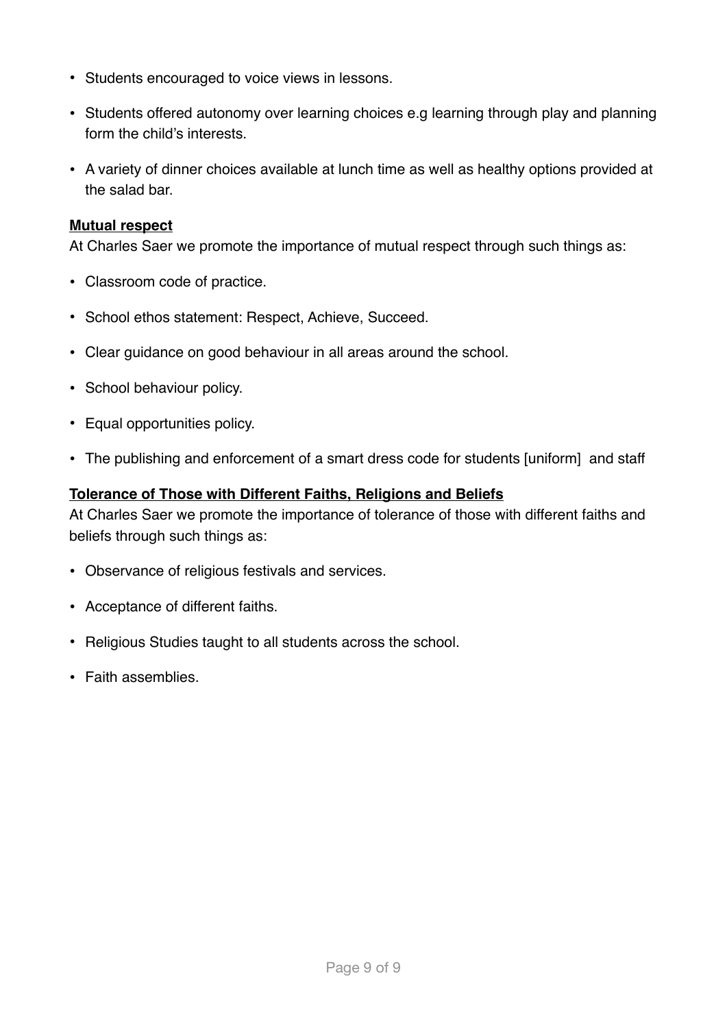- Students encouraged to voice views in lessons.
- Students offered autonomy over learning choices e.g learning through play and planning form the child's interests.
- A variety of dinner choices available at lunch time as well as healthy options provided at the salad bar.

**Mutual respect**

At Charles Saer we promote the importance of mutual respect through such things as:

- Classroom code of practice.
- School ethos statement: Respect, Achieve, Succeed.
- Clear guidance on good behaviour in all areas around the school.
- School behaviour policy.
- Equal opportunities policy.
- The publishing and enforcement of a smart dress code for students [uniform]  and staff

**Tolerance of Those with Different Faiths, Religions and Beliefs**

At Charles Saer we promote the importance of tolerance of those with different faiths and beliefs through such things as:

- Observance of religious festivals and services.
- Acceptance of different faiths.
- Religious Studies taught to all students across the school.
- Faith assemblies.